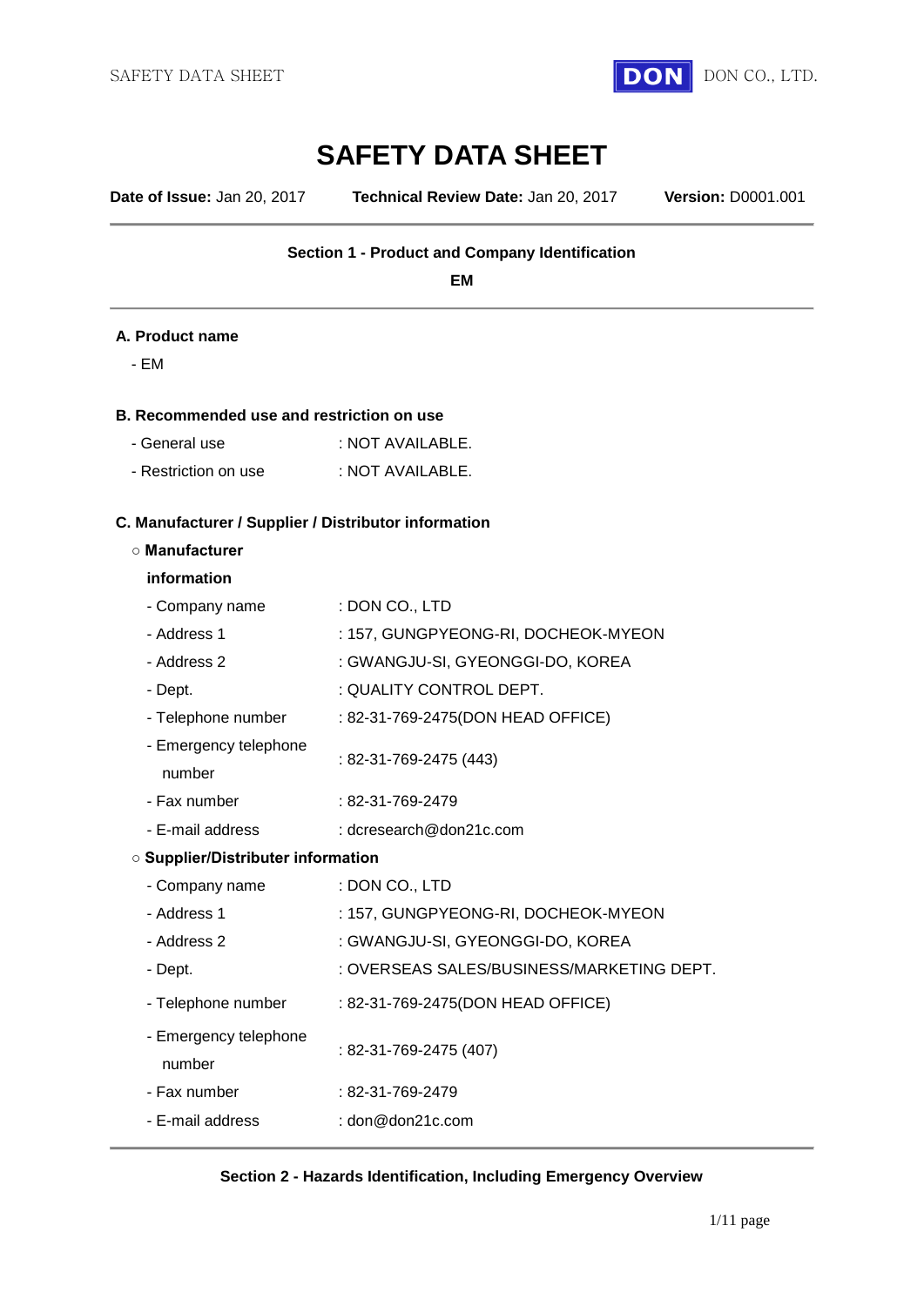# SAFETY DATA SHEET

**Date of Issue:** Jan 20, 2017 **Technical Review Date:** Jan 20, 2017 **Version:** D0001.001

---

### Section 1 - Product and Company Identification

**EM**

---

**A. Product name**

- EM

**B. Recommended use and restriction on use**

| | |
|---|---|
| - General use | : NOT AVAILABLE. |
| - Restriction on use | : NOT AVAILABLE. |

**C. Manufacturer / Supplier / Distributor information**

○ **Manufacturer information**

| | |
|---|---|
| - Company name | : DON CO., LTD |
| - Address 1 | : 157, GUNGPYEONG-RI, DOCHEOK-MYEON |
| - Address 2 | : GWANGJU-SI, GYEONGGI-DO, KOREA |
| - Dept. | : QUALITY CONTROL DEPT. |
| - Telephone number | : 82-31-769-2475(DON HEAD OFFICE) |
| - Emergency telephone number | : 82-31-769-2475 (443) |
| - Fax number | : 82-31-769-2479 |
| - E-mail address | : dcresearch@don21c.com |

○ **Supplier/Distributer information**

| | |
|---|---|
| - Company name | : DON CO., LTD |
| - Address 1 | : 157, GUNGPYEONG-RI, DOCHEOK-MYEON |
| - Address 2 | : GWANGJU-SI, GYEONGGI-DO, KOREA |
| - Dept. | : OVERSEAS SALES/BUSINESS/MARKETING DEPT. |
| - Telephone number | : 82-31-769-2475(DON HEAD OFFICE) |
| - Emergency telephone number | : 82-31-769-2475 (407) |
| - Fax number | : 82-31-769-2479 |
| - E-mail address | : don@don21c.com |

---

### Section 2 - Hazards Identification, Including Emergency Overview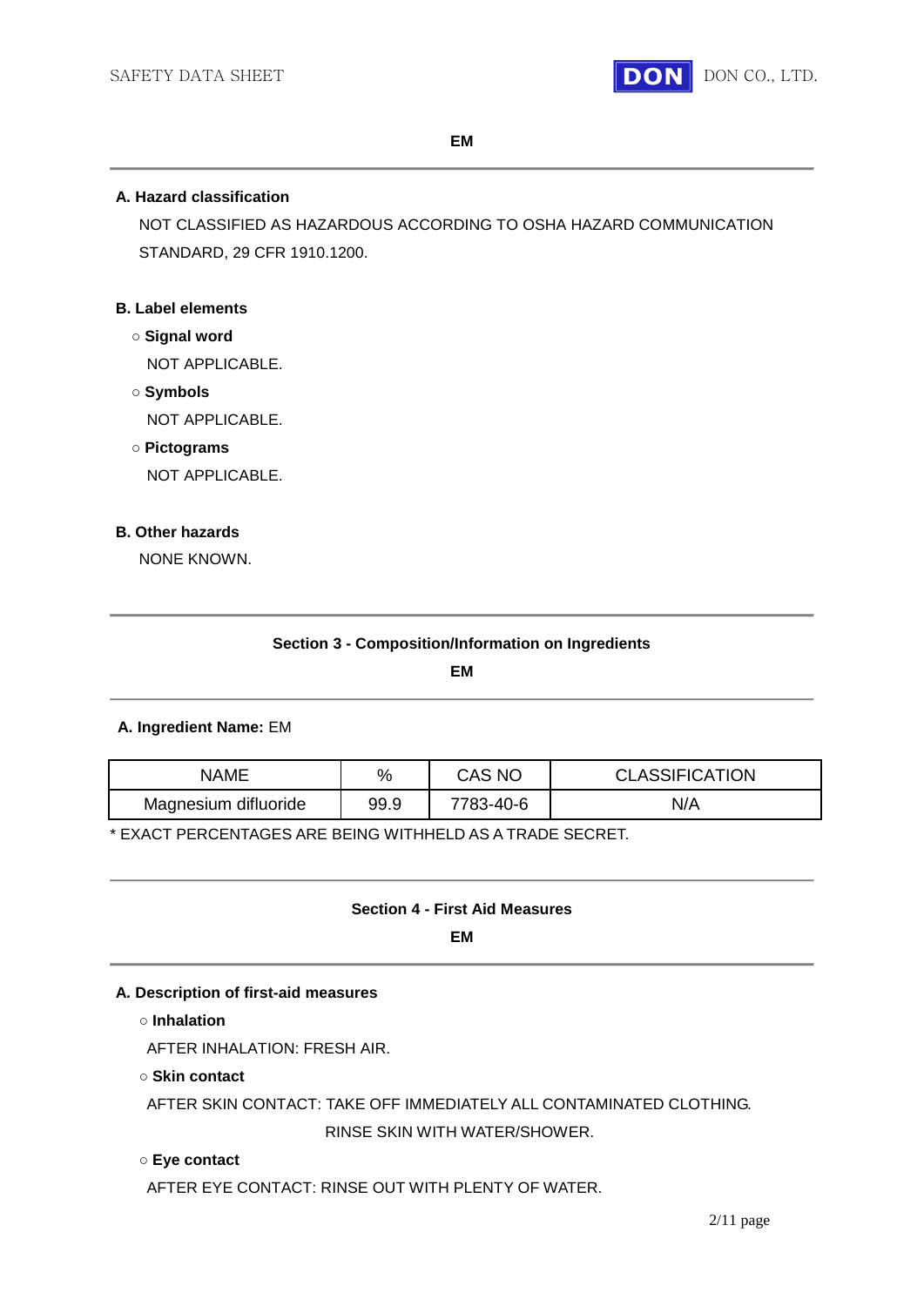**EM**

---

**A. Hazard classification**

NOT CLASSIFIED AS HAZARDOUS ACCORDING TO OSHA HAZARD COMMUNICATION STANDARD, 29 CFR 1910.1200.

**B. Label elements**

○ **Signal word**

NOT APPLICABLE.

○ **Symbols**

NOT APPLICABLE.

○ **Pictograms**

NOT APPLICABLE.

**B. Other hazards**

NONE KNOWN.

---

## Section 3 - Composition/Information on Ingredients

**EM**

---

**A. Ingredient Name:** EM

| NAME | % | CAS NO | CLASSIFICATION |
|---|---|---|---|
| Magnesium difluoride | 99.9 | 7783-40-6 | N/A |

* EXACT PERCENTAGES ARE BEING WITHHELD AS A TRADE SECRET.

---

## Section 4 - First Aid Measures

**EM**

---

**A. Description of first-aid measures**

○ **Inhalation**

AFTER INHALATION: FRESH AIR.

○ **Skin contact**

AFTER SKIN CONTACT: TAKE OFF IMMEDIATELY ALL CONTAMINATED CLOTHING.
RINSE SKIN WITH WATER/SHOWER.

○ **Eye contact**

AFTER EYE CONTACT: RINSE OUT WITH PLENTY OF WATER.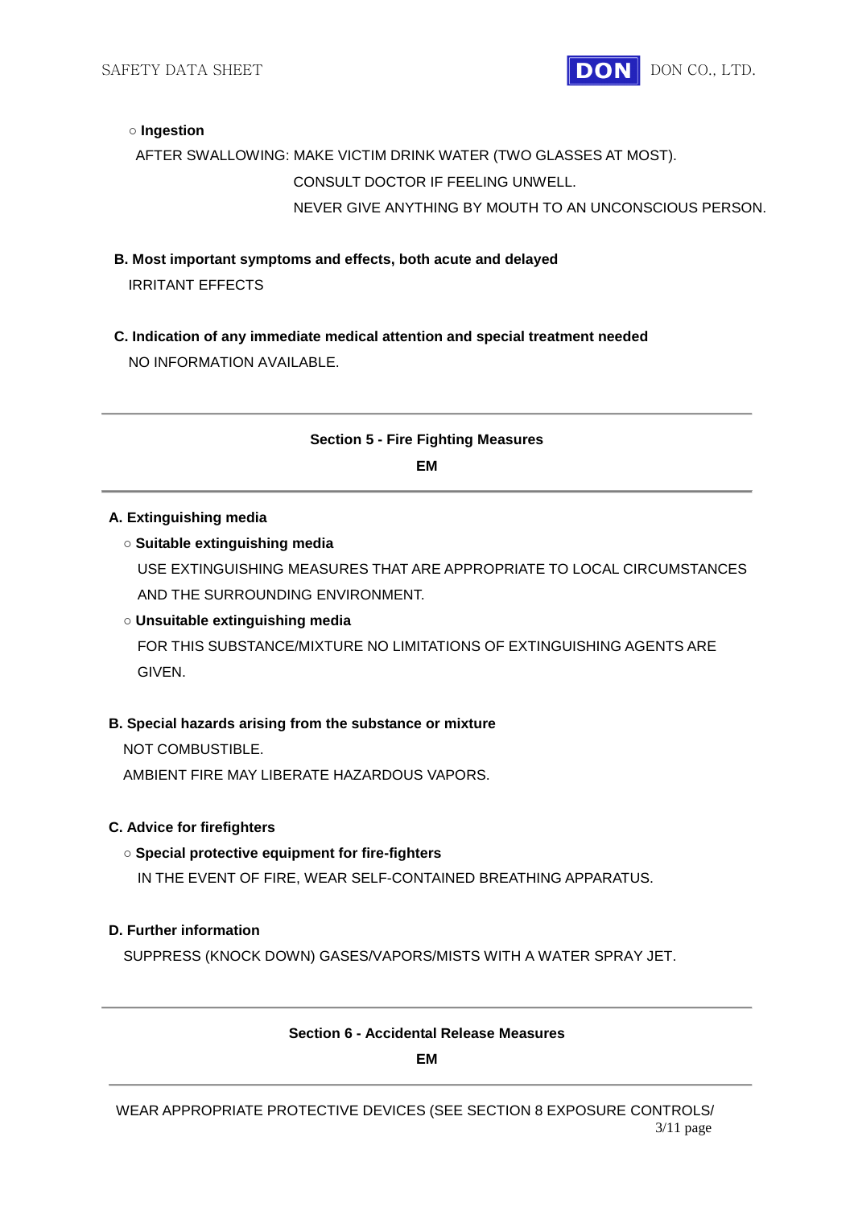○ **Ingestion**

AFTER SWALLOWING: MAKE VICTIM DRINK WATER (TWO GLASSES AT MOST).
CONSULT DOCTOR IF FEELING UNWELL.
NEVER GIVE ANYTHING BY MOUTH TO AN UNCONSCIOUS PERSON.

**B. Most important symptoms and effects, both acute and delayed**

IRRITANT EFFECTS

**C. Indication of any immediate medical attention and special treatment needed**

NO INFORMATION AVAILABLE.

---

## Section 5 - Fire Fighting Measures

**EM**

---

**A. Extinguishing media**

○ **Suitable extinguishing media**

USE EXTINGUISHING MEASURES THAT ARE APPROPRIATE TO LOCAL CIRCUMSTANCES AND THE SURROUNDING ENVIRONMENT.

○ **Unsuitable extinguishing media**

FOR THIS SUBSTANCE/MIXTURE NO LIMITATIONS OF EXTINGUISHING AGENTS ARE GIVEN.

**B. Special hazards arising from the substance or mixture**

NOT COMBUSTIBLE.
AMBIENT FIRE MAY LIBERATE HAZARDOUS VAPORS.

**C. Advice for firefighters**

○ **Special protective equipment for fire-fighters**

IN THE EVENT OF FIRE, WEAR SELF-CONTAINED BREATHING APPARATUS.

**D. Further information**

SUPPRESS (KNOCK DOWN) GASES/VAPORS/MISTS WITH A WATER SPRAY JET.

---

## Section 6 - Accidental Release Measures

**EM**

---

WEAR APPROPRIATE PROTECTIVE DEVICES (SEE SECTION 8 EXPOSURE CONTROLS/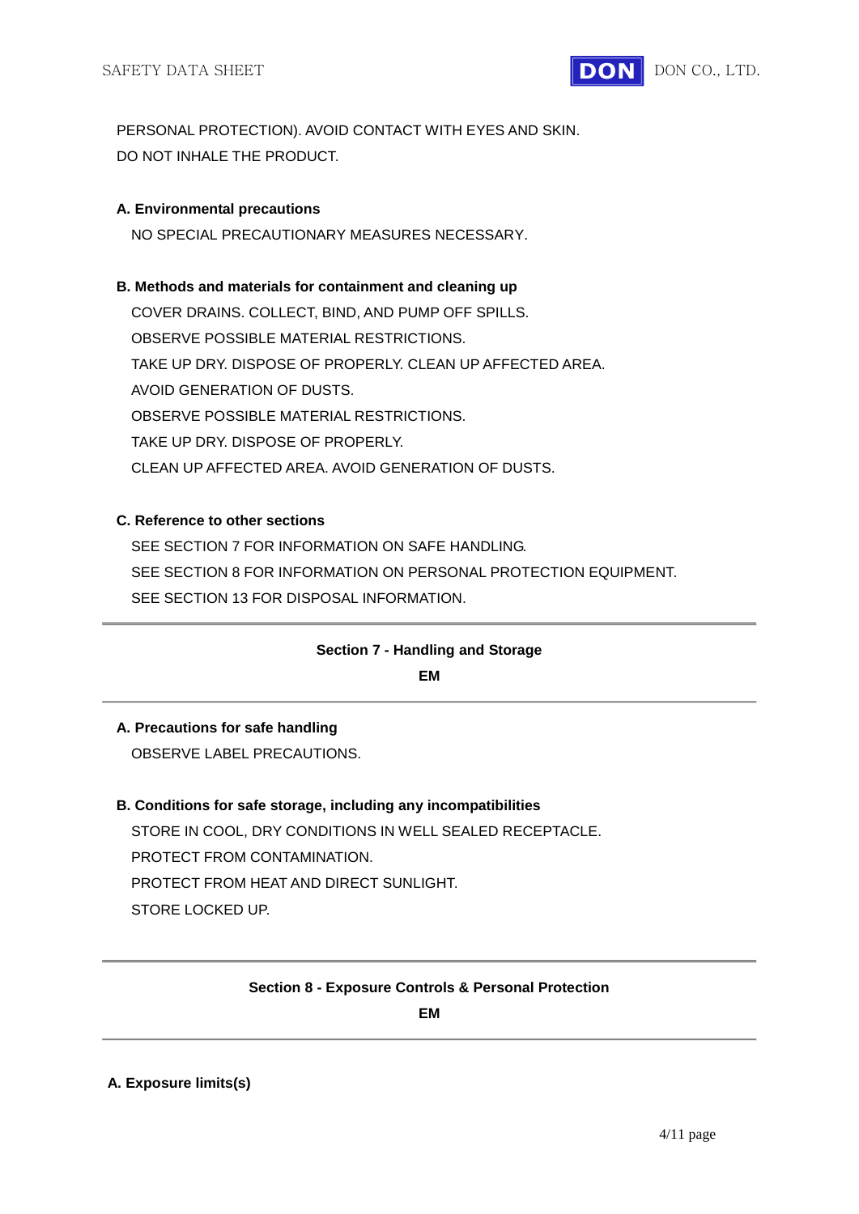PERSONAL PROTECTION). AVOID CONTACT WITH EYES AND SKIN.
DO NOT INHALE THE PRODUCT.

**A. Environmental precautions**

NO SPECIAL PRECAUTIONARY MEASURES NECESSARY.

**B. Methods and materials for containment and cleaning up**

COVER DRAINS. COLLECT, BIND, AND PUMP OFF SPILLS.
OBSERVE POSSIBLE MATERIAL RESTRICTIONS.
TAKE UP DRY. DISPOSE OF PROPERLY. CLEAN UP AFFECTED AREA.
AVOID GENERATION OF DUSTS.
OBSERVE POSSIBLE MATERIAL RESTRICTIONS.
TAKE UP DRY. DISPOSE OF PROPERLY.
CLEAN UP AFFECTED AREA. AVOID GENERATION OF DUSTS.

**C. Reference to other sections**

SEE SECTION 7 FOR INFORMATION ON SAFE HANDLING.
SEE SECTION 8 FOR INFORMATION ON PERSONAL PROTECTION EQUIPMENT.
SEE SECTION 13 FOR DISPOSAL INFORMATION.

---

## Section 7 - Handling and Storage

**EM**

---

**A. Precautions for safe handling**

OBSERVE LABEL PRECAUTIONS.

**B. Conditions for safe storage, including any incompatibilities**

STORE IN COOL, DRY CONDITIONS IN WELL SEALED RECEPTACLE.
PROTECT FROM CONTAMINATION.
PROTECT FROM HEAT AND DIRECT SUNLIGHT.
STORE LOCKED UP.

---

## Section 8 - Exposure Controls & Personal Protection

**EM**

---

**A. Exposure limits(s)**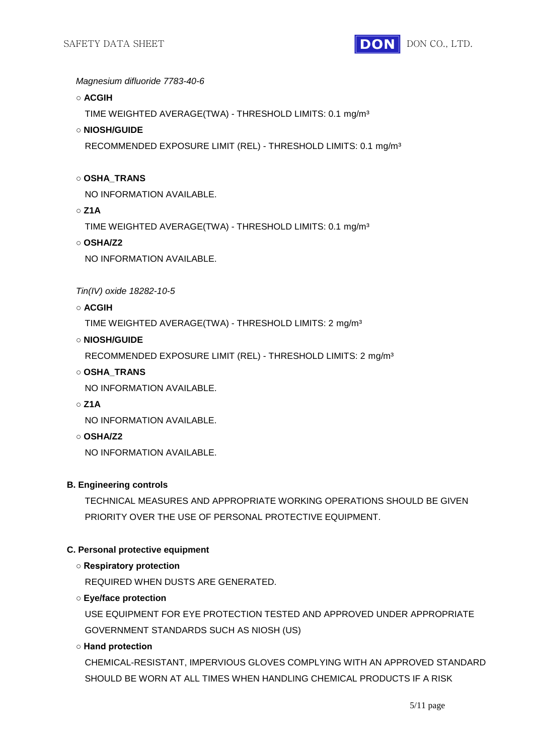*Magnesium difluoride 7783-40-6*

○ **ACGIH**

TIME WEIGHTED AVERAGE(TWA) - THRESHOLD LIMITS: 0.1 mg/m³

○ **NIOSH/GUIDE**

RECOMMENDED EXPOSURE LIMIT (REL) - THRESHOLD LIMITS: 0.1 mg/m³

○ **OSHA_TRANS**

NO INFORMATION AVAILABLE.

○ **Z1A**

TIME WEIGHTED AVERAGE(TWA) - THRESHOLD LIMITS: 0.1 mg/m³

○ **OSHA/Z2**

NO INFORMATION AVAILABLE.

*Tin(IV) oxide 18282-10-5*

○ **ACGIH**

TIME WEIGHTED AVERAGE(TWA) - THRESHOLD LIMITS: 2 mg/m³

○ **NIOSH/GUIDE**

RECOMMENDED EXPOSURE LIMIT (REL) - THRESHOLD LIMITS: 2 mg/m³

○ **OSHA_TRANS**

NO INFORMATION AVAILABLE.

○ **Z1A**

NO INFORMATION AVAILABLE.

○ **OSHA/Z2**

NO INFORMATION AVAILABLE.

**B. Engineering controls**

TECHNICAL MEASURES AND APPROPRIATE WORKING OPERATIONS SHOULD BE GIVEN PRIORITY OVER THE USE OF PERSONAL PROTECTIVE EQUIPMENT.

**C. Personal protective equipment**

○ **Respiratory protection**

REQUIRED WHEN DUSTS ARE GENERATED.

○ **Eye/face protection**

USE EQUIPMENT FOR EYE PROTECTION TESTED AND APPROVED UNDER APPROPRIATE GOVERNMENT STANDARDS SUCH AS NIOSH (US)

○ **Hand protection**

CHEMICAL-RESISTANT, IMPERVIOUS GLOVES COMPLYING WITH AN APPROVED STANDARD SHOULD BE WORN AT ALL TIMES WHEN HANDLING CHEMICAL PRODUCTS IF A RISK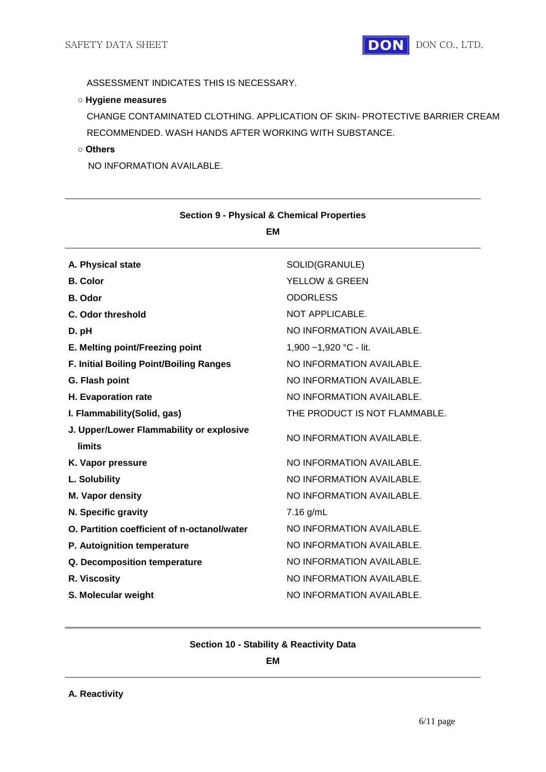ASSESSMENT INDICATES THIS IS NECESSARY.

○ **Hygiene measures**

CHANGE CONTAMINATED CLOTHING. APPLICATION OF SKIN- PROTECTIVE BARRIER CREAM RECOMMENDED. WASH HANDS AFTER WORKING WITH SUBSTANCE.

○ **Others**

NO INFORMATION AVAILABLE.

---

## Section 9 - Physical & Chemical Properties

**EM**

---

| | |
|---|---|
| **A. Physical state** | SOLID(GRANULE) |
| **B. Color** | YELLOW & GREEN |
| **B. Odor** | ODORLESS |
| **C. Odor threshold** | NOT APPLICABLE. |
| **D. pH** | NO INFORMATION AVAILABLE. |
| **E. Melting point/Freezing point** | 1,900 ~1,920 °C - lit. |
| **F. Initial Boiling Point/Boiling Ranges** | NO INFORMATION AVAILABLE. |
| **G. Flash point** | NO INFORMATION AVAILABLE. |
| **H. Evaporation rate** | NO INFORMATION AVAILABLE. |
| **I. Flammability(Solid, gas)** | THE PRODUCT IS NOT FLAMMABLE. |
| **J. Upper/Lower Flammability or explosive limits** | NO INFORMATION AVAILABLE. |
| **K. Vapor pressure** | NO INFORMATION AVAILABLE. |
| **L. Solubility** | NO INFORMATION AVAILABLE. |
| **M. Vapor density** | NO INFORMATION AVAILABLE. |
| **N. Specific gravity** | 7.16 g/mL |
| **O. Partition coefficient of n-octanol/water** | NO INFORMATION AVAILABLE. |
| **P. Autoignition temperature** | NO INFORMATION AVAILABLE. |
| **Q. Decomposition temperature** | NO INFORMATION AVAILABLE. |
| **R. Viscosity** | NO INFORMATION AVAILABLE. |
| **S. Molecular weight** | NO INFORMATION AVAILABLE. |

---

## Section 10 - Stability & Reactivity Data

**EM**

---

**A. Reactivity**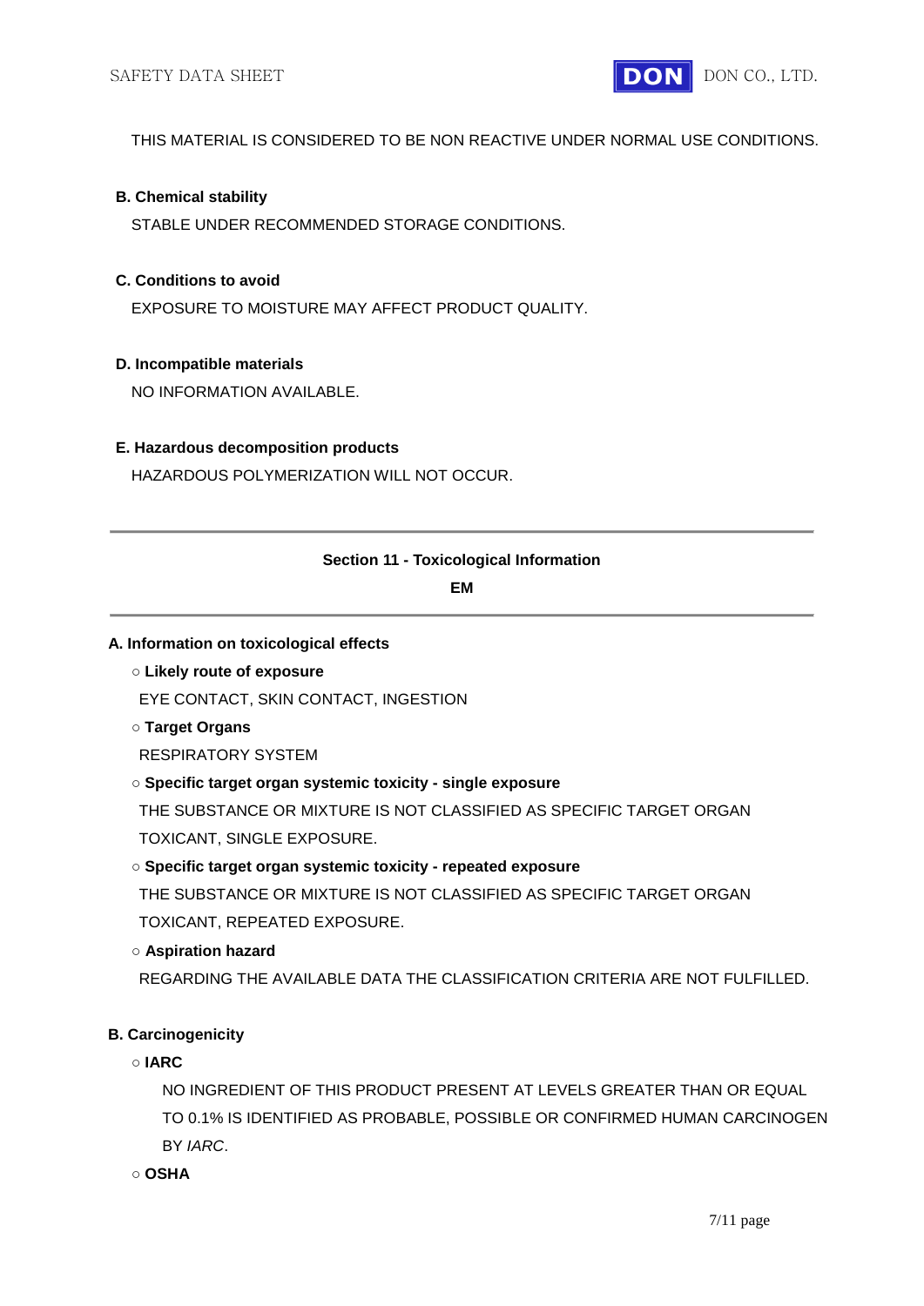THIS MATERIAL IS CONSIDERED TO BE NON REACTIVE UNDER NORMAL USE CONDITIONS.

**B. Chemical stability**

STABLE UNDER RECOMMENDED STORAGE CONDITIONS.

**C. Conditions to avoid**

EXPOSURE TO MOISTURE MAY AFFECT PRODUCT QUALITY.

**D. Incompatible materials**

NO INFORMATION AVAILABLE.

**E. Hazardous decomposition products**

HAZARDOUS POLYMERIZATION WILL NOT OCCUR.

---

## Section 11 - Toxicological Information

**EM**

---

**A. Information on toxicological effects**

○ **Likely route of exposure**

EYE CONTACT, SKIN CONTACT, INGESTION

○ **Target Organs**

RESPIRATORY SYSTEM

○ **Specific target organ systemic toxicity - single exposure**

THE SUBSTANCE OR MIXTURE IS NOT CLASSIFIED AS SPECIFIC TARGET ORGAN TOXICANT, SINGLE EXPOSURE.

○ **Specific target organ systemic toxicity - repeated exposure**

THE SUBSTANCE OR MIXTURE IS NOT CLASSIFIED AS SPECIFIC TARGET ORGAN TOXICANT, REPEATED EXPOSURE.

○ **Aspiration hazard**

REGARDING THE AVAILABLE DATA THE CLASSIFICATION CRITERIA ARE NOT FULFILLED.

**B. Carcinogenicity**

○ **IARC**

NO INGREDIENT OF THIS PRODUCT PRESENT AT LEVELS GREATER THAN OR EQUAL TO 0.1% IS IDENTIFIED AS PROBABLE, POSSIBLE OR CONFIRMED HUMAN CARCINOGEN BY *IARC*.

○ **OSHA**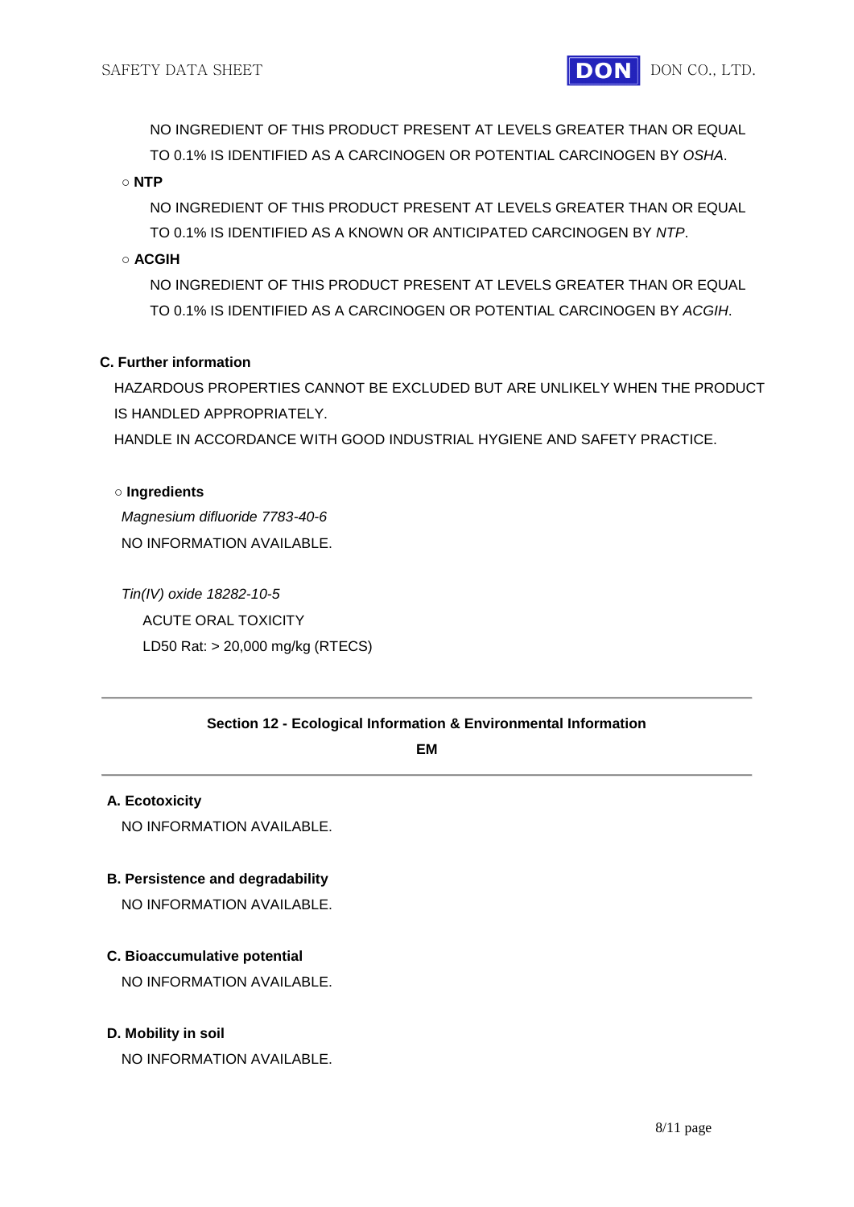NO INGREDIENT OF THIS PRODUCT PRESENT AT LEVELS GREATER THAN OR EQUAL TO 0.1% IS IDENTIFIED AS A CARCINOGEN OR POTENTIAL CARCINOGEN BY *OSHA*.

○ **NTP**

NO INGREDIENT OF THIS PRODUCT PRESENT AT LEVELS GREATER THAN OR EQUAL TO 0.1% IS IDENTIFIED AS A KNOWN OR ANTICIPATED CARCINOGEN BY *NTP*.

○ **ACGIH**

NO INGREDIENT OF THIS PRODUCT PRESENT AT LEVELS GREATER THAN OR EQUAL TO 0.1% IS IDENTIFIED AS A CARCINOGEN OR POTENTIAL CARCINOGEN BY *ACGIH*.

**C. Further information**

HAZARDOUS PROPERTIES CANNOT BE EXCLUDED BUT ARE UNLIKELY WHEN THE PRODUCT IS HANDLED APPROPRIATELY.
HANDLE IN ACCORDANCE WITH GOOD INDUSTRIAL HYGIENE AND SAFETY PRACTICE.

○ **Ingredients**

*Magnesium difluoride 7783-40-6*
NO INFORMATION AVAILABLE.

*Tin(IV) oxide 18282-10-5*
ACUTE ORAL TOXICITY
LD50 Rat: > 20,000 mg/kg (RTECS)

---

## Section 12 - Ecological Information & Environmental Information EM

---

**A. Ecotoxicity**

NO INFORMATION AVAILABLE.

**B. Persistence and degradability**

NO INFORMATION AVAILABLE.

**C. Bioaccumulative potential**

NO INFORMATION AVAILABLE.

**D. Mobility in soil**

NO INFORMATION AVAILABLE.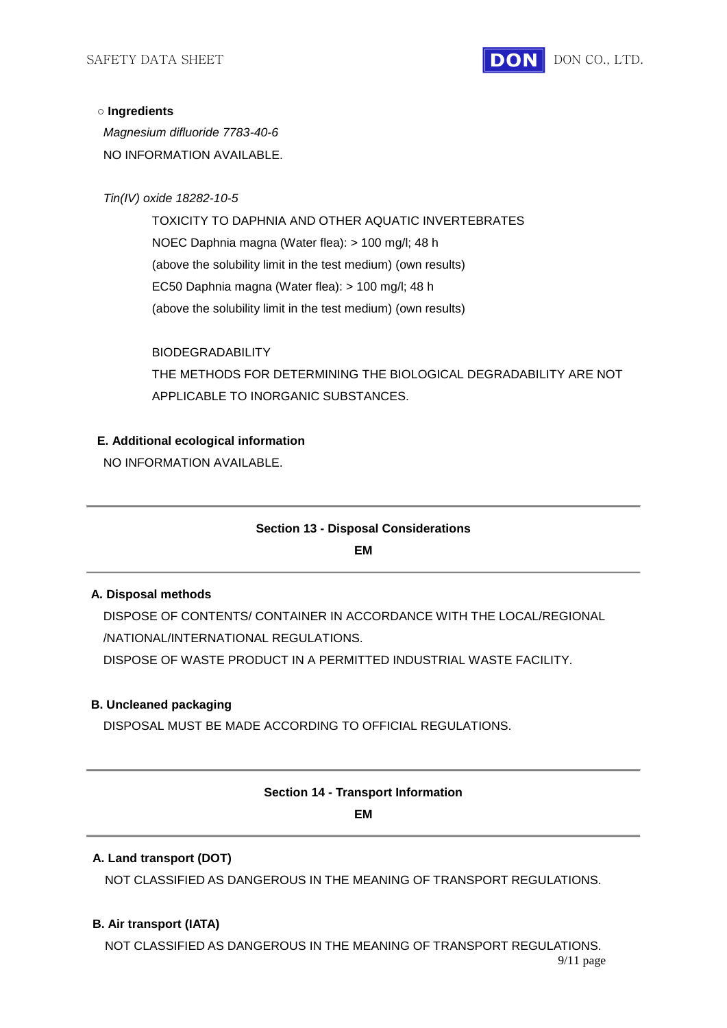○ **Ingredients**

*Magnesium difluoride 7783-40-6*

NO INFORMATION AVAILABLE.

*Tin(IV) oxide 18282-10-5*

TOXICITY TO DAPHNIA AND OTHER AQUATIC INVERTEBRATES

NOEC Daphnia magna (Water flea): > 100 mg/l; 48 h

(above the solubility limit in the test medium) (own results)

EC50 Daphnia magna (Water flea): > 100 mg/l; 48 h

(above the solubility limit in the test medium) (own results)

BIODEGRADABILITY

THE METHODS FOR DETERMINING THE BIOLOGICAL DEGRADABILITY ARE NOT APPLICABLE TO INORGANIC SUBSTANCES.

**E. Additional ecological information**

NO INFORMATION AVAILABLE.

---

## Section 13 - Disposal Considerations

**EM**

---

**A. Disposal methods**

DISPOSE OF CONTENTS/ CONTAINER IN ACCORDANCE WITH THE LOCAL/REGIONAL /NATIONAL/INTERNATIONAL REGULATIONS.

DISPOSE OF WASTE PRODUCT IN A PERMITTED INDUSTRIAL WASTE FACILITY.

**B. Uncleaned packaging**

DISPOSAL MUST BE MADE ACCORDING TO OFFICIAL REGULATIONS.

---

## Section 14 - Transport Information

**EM**

---

**A. Land transport (DOT)**

NOT CLASSIFIED AS DANGEROUS IN THE MEANING OF TRANSPORT REGULATIONS.

**B. Air transport (IATA)**

NOT CLASSIFIED AS DANGEROUS IN THE MEANING OF TRANSPORT REGULATIONS.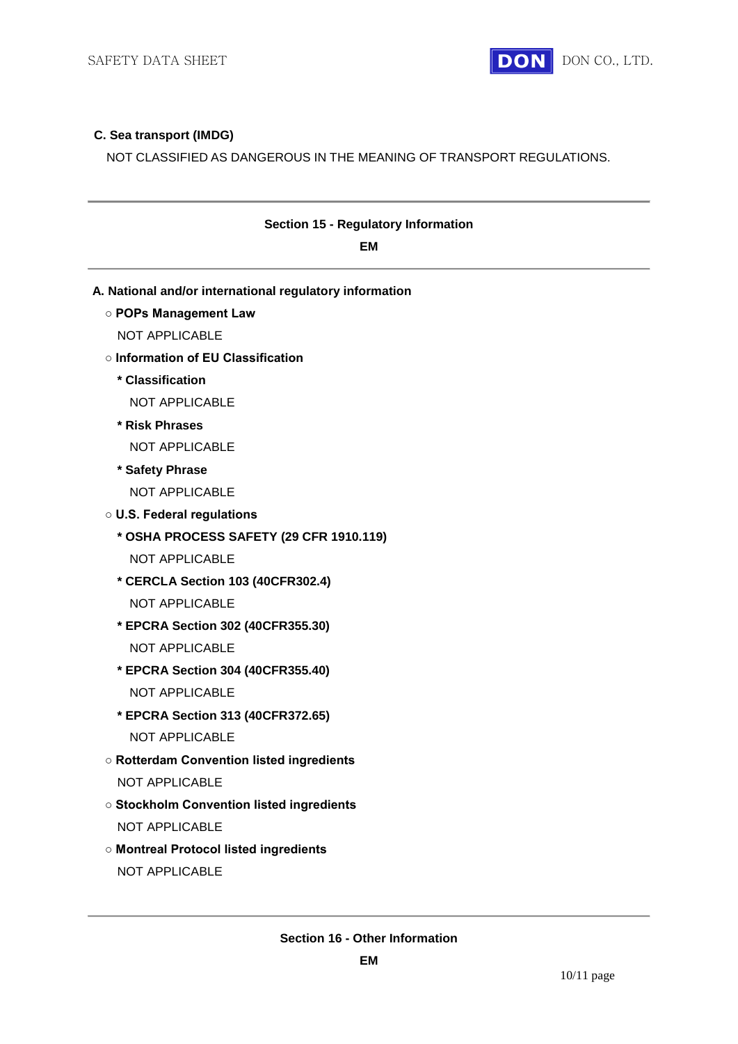**C. Sea transport (IMDG)**

NOT CLASSIFIED AS DANGEROUS IN THE MEANING OF TRANSPORT REGULATIONS.

---

## Section 15 - Regulatory Information

**EM**

---

**A. National and/or international regulatory information**

○ **POPs Management Law**

NOT APPLICABLE

○ **Information of EU Classification**

* **Classification**

NOT APPLICABLE

* **Risk Phrases**

NOT APPLICABLE

* **Safety Phrase**

NOT APPLICABLE

○ **U.S. Federal regulations**

* **OSHA PROCESS SAFETY (29 CFR 1910.119)**

NOT APPLICABLE

* **CERCLA Section 103 (40CFR302.4)**

NOT APPLICABLE

* **EPCRA Section 302 (40CFR355.30)**

NOT APPLICABLE

* **EPCRA Section 304 (40CFR355.40)**

NOT APPLICABLE

* **EPCRA Section 313 (40CFR372.65)**

NOT APPLICABLE

○ **Rotterdam Convention listed ingredients**

NOT APPLICABLE

○ **Stockholm Convention listed ingredients**

NOT APPLICABLE

○ **Montreal Protocol listed ingredients**

NOT APPLICABLE

---

## Section 16 - Other Information

**EM**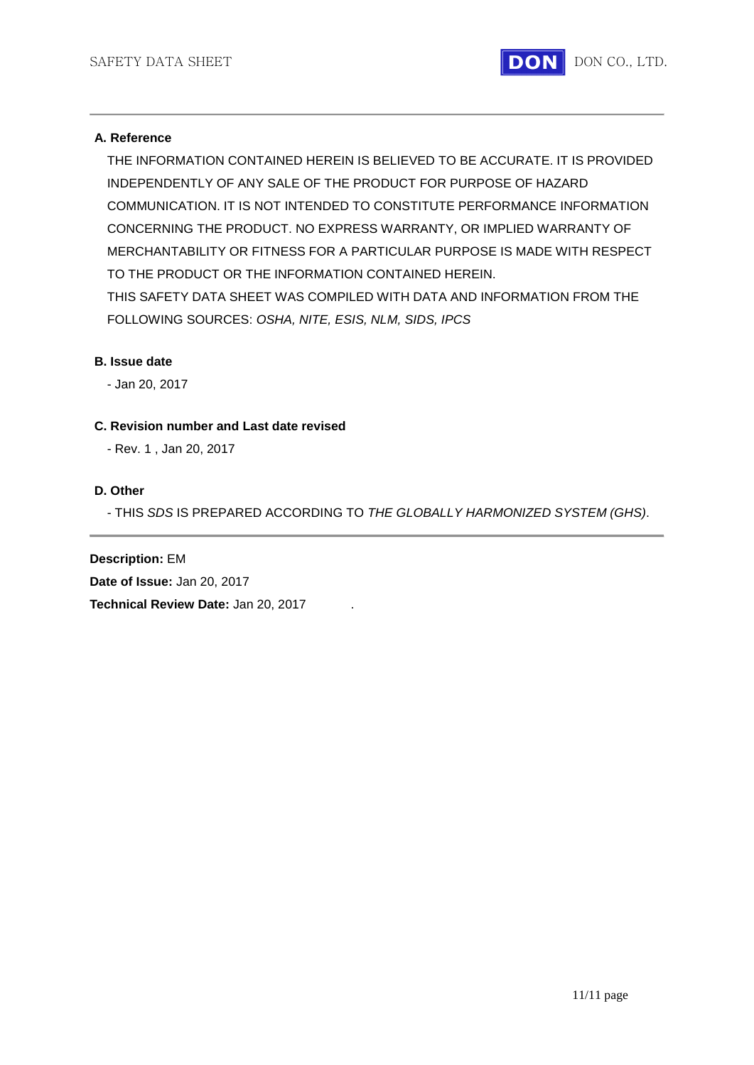### A. Reference

THE INFORMATION CONTAINED HEREIN IS BELIEVED TO BE ACCURATE. IT IS PROVIDED INDEPENDENTLY OF ANY SALE OF THE PRODUCT FOR PURPOSE OF HAZARD COMMUNICATION. IT IS NOT INTENDED TO CONSTITUTE PERFORMANCE INFORMATION CONCERNING THE PRODUCT. NO EXPRESS WARRANTY, OR IMPLIED WARRANTY OF MERCHANTABILITY OR FITNESS FOR A PARTICULAR PURPOSE IS MADE WITH RESPECT TO THE PRODUCT OR THE INFORMATION CONTAINED HEREIN.
THIS SAFETY DATA SHEET WAS COMPILED WITH DATA AND INFORMATION FROM THE FOLLOWING SOURCES: *OSHA, NITE, ESIS, NLM, SIDS, IPCS*

### B. Issue date

- Jan 20, 2017

### C. Revision number and Last date revised

- Rev. 1 , Jan 20, 2017

### D. Other

- THIS *SDS* IS PREPARED ACCORDING TO *THE GLOBALLY HARMONIZED SYSTEM (GHS)*.

---

**Description:** EM
**Date of Issue:** Jan 20, 2017
**Technical Review Date:** Jan 20, 2017 .